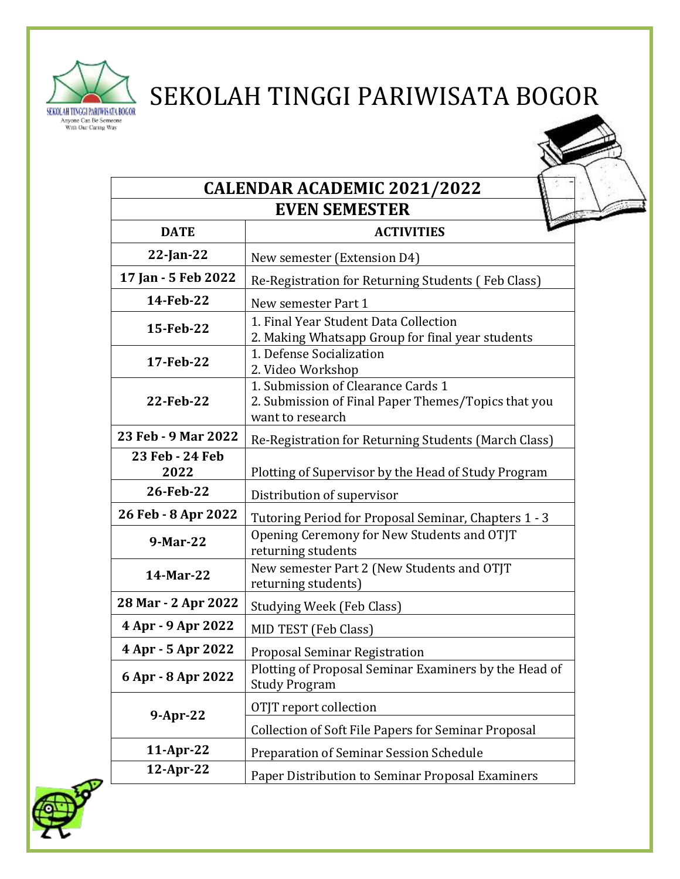# SEKOLAH TINGGI PARIWISATA BOGOR

| CALENDAR ACADEMIC 2021/2022 | |
|---|---|
| **EVEN SEMESTER** | |
| **DATE** | **ACTIVITIES** |
| **22-Jan-22** | New semester (Extension D4) |
| **17 Jan - 5 Feb 2022** | Re-Registration for Returning Students ( Feb Class) |
| **14-Feb-22** | New semester Part 1 |
| **15-Feb-22** | 1. Final Year Student Data Collection<br>2. Making Whatsapp Group for final year students |
| **17-Feb-22** | 1. Defense Socialization<br>2. Video Workshop |
| **22-Feb-22** | 1. Submission of Clearance Cards 1<br>2. Submission of Final Paper Themes/Topics that you want to research |
| **23 Feb - 9 Mar 2022** | Re-Registration for Returning Students (March Class) |
| **23 Feb - 24 Feb 2022** | Plotting of Supervisor by the Head of Study Program |
| **26-Feb-22** | Distribution of supervisor |
| **26 Feb - 8 Apr 2022** | Tutoring Period for Proposal Seminar, Chapters 1 - 3 |
| **9-Mar-22** | Opening Ceremony for New Students and OTJT returning students |
| **14-Mar-22** | New semester Part 2 (New Students and OTJT returning students) |
| **28 Mar - 2 Apr 2022** | Studying Week (Feb Class) |
| **4 Apr - 9 Apr 2022** | MID TEST (Feb Class) |
| **4 Apr - 5 Apr 2022** | Proposal Seminar Registration |
| **6 Apr - 8 Apr 2022** | Plotting of Proposal Seminar Examiners by the Head of Study Program |
| **9-Apr-22** | OTJT report collection |
| | Collection of Soft File Papers for Seminar Proposal |
| **11-Apr-22** | Preparation of Seminar Session Schedule |
| **12-Apr-22** | Paper Distribution to Seminar Proposal Examiners |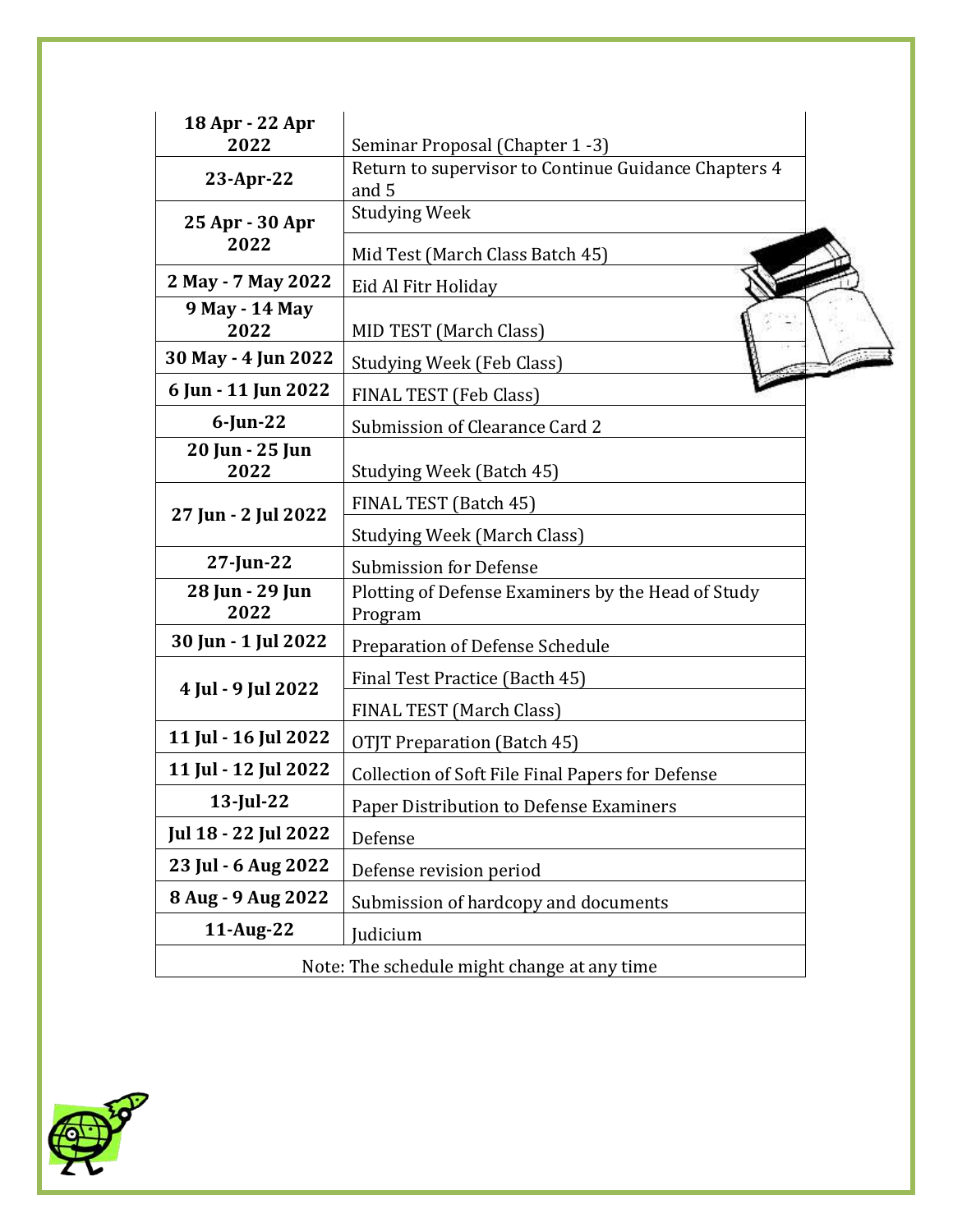| | |
|---|---|
| 18 Apr - 22 Apr 2022 | Seminar Proposal (Chapter 1 -3) |
| 23-Apr-22 | Return to supervisor to Continue Guidance Chapters 4 and 5 |
| 25 Apr - 30 Apr 2022 | Studying Week |
| | Mid Test (March Class Batch 45) |
| 2 May - 7 May 2022 | Eid Al Fitr Holiday |
| 9 May - 14 May 2022 | MID TEST (March Class) |
| 30 May - 4 Jun 2022 | Studying Week (Feb Class) |
| 6 Jun - 11 Jun 2022 | FINAL TEST (Feb Class) |
| 6-Jun-22 | Submission of Clearance Card 2 |
| 20 Jun - 25 Jun 2022 | Studying Week (Batch 45) |
| 27 Jun - 2 Jul 2022 | FINAL TEST (Batch 45) |
| | Studying Week (March Class) |
| 27-Jun-22 | Submission for Defense |
| 28 Jun - 29 Jun 2022 | Plotting of Defense Examiners by the Head of Study Program |
| 30 Jun - 1 Jul 2022 | Preparation of Defense Schedule |
| 4 Jul - 9 Jul 2022 | Final Test Practice (Bacth 45) |
| | FINAL TEST (March Class) |
| 11 Jul - 16 Jul 2022 | OTJT Preparation (Batch 45) |
| 11 Jul - 12 Jul 2022 | Collection of Soft File Final Papers for Defense |
| 13-Jul-22 | Paper Distribution to Defense Examiners |
| Jul 18 - 22 Jul 2022 | Defense |
| 23 Jul - 6 Aug 2022 | Defense revision period |
| 8 Aug - 9 Aug 2022 | Submission of hardcopy and documents |
| 11-Aug-22 | Judicium |
| Note: The schedule might change at any time | |